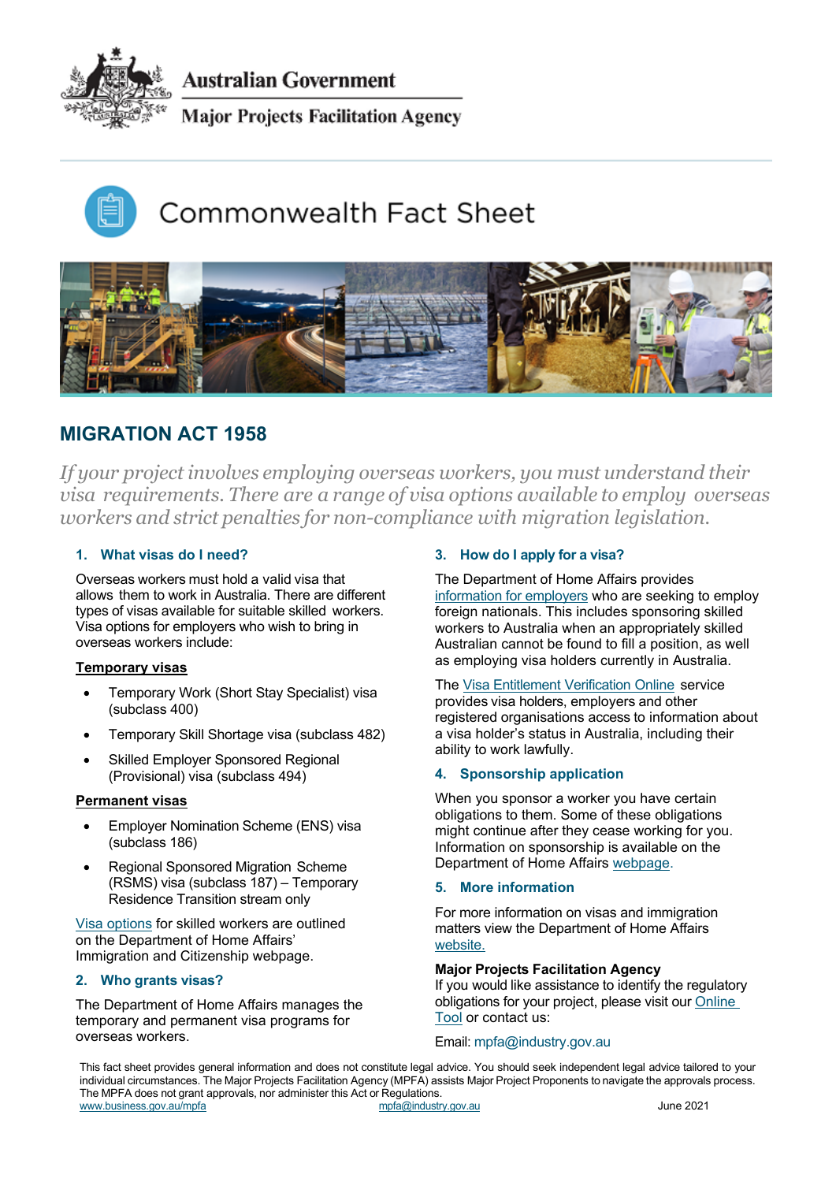Australian Government

Major Projects Facilitation Agency

# Commonwealth Fact Sheet

## MIGRATION ACT 1958

*If your project involves employing overseas workers, you must understand their visa requirements. There are a range of visa options available to employ overseas workers and strict penalties for non-compliance with migration legislation.*

### 1. What visas do I need?

Overseas workers must hold a valid visa that allows them to work in Australia. There are different types of visas available for suitable skilled workers. Visa options for employers who wish to bring in overseas workers include:

**Temporary visas**

- Temporary Work (Short Stay Specialist) visa (subclass 400)
- Temporary Skill Shortage visa (subclass 482)
- Skilled Employer Sponsored Regional (Provisional) visa (subclass 494)

**Permanent visas**

- Employer Nomination Scheme (ENS) visa (subclass 186)
- Regional Sponsored Migration Scheme (RSMS) visa (subclass 187) – Temporary Residence Transition stream only

Visa options for skilled workers are outlined on the Department of Home Affairs' Immigration and Citizenship webpage.

### 2. Who grants visas?

The Department of Home Affairs manages the temporary and permanent visa programs for overseas workers.

### 3. How do I apply for a visa?

The Department of Home Affairs provides information for employers who are seeking to employ foreign nationals. This includes sponsoring skilled workers to Australia when an appropriately skilled Australian cannot be found to fill a position, as well as employing visa holders currently in Australia.

The Visa Entitlement Verification Online service provides visa holders, employers and other registered organisations access to information about a visa holder's status in Australia, including their ability to work lawfully.

### 4. Sponsorship application

When you sponsor a worker you have certain obligations to them. Some of these obligations might continue after they cease working for you. Information on sponsorship is available on the Department of Home Affairs webpage.

### 5. More information

For more information on visas and immigration matters view the Department of Home Affairs website.

**Major Projects Facilitation Agency**
If you would like assistance to identify the regulatory obligations for your project, please visit our Online Tool or contact us:

Email: mpfa@industry.gov.au

This fact sheet provides general information and does not constitute legal advice. You should seek independent legal advice tailored to your individual circumstances. The Major Projects Facilitation Agency (MPFA) assists Major Project Proponents to navigate the approvals process. The MPFA does not grant approvals, nor administer this Act or Regulations.
www.business.gov.au/mpfa mpfa@industry.gov.au June 2021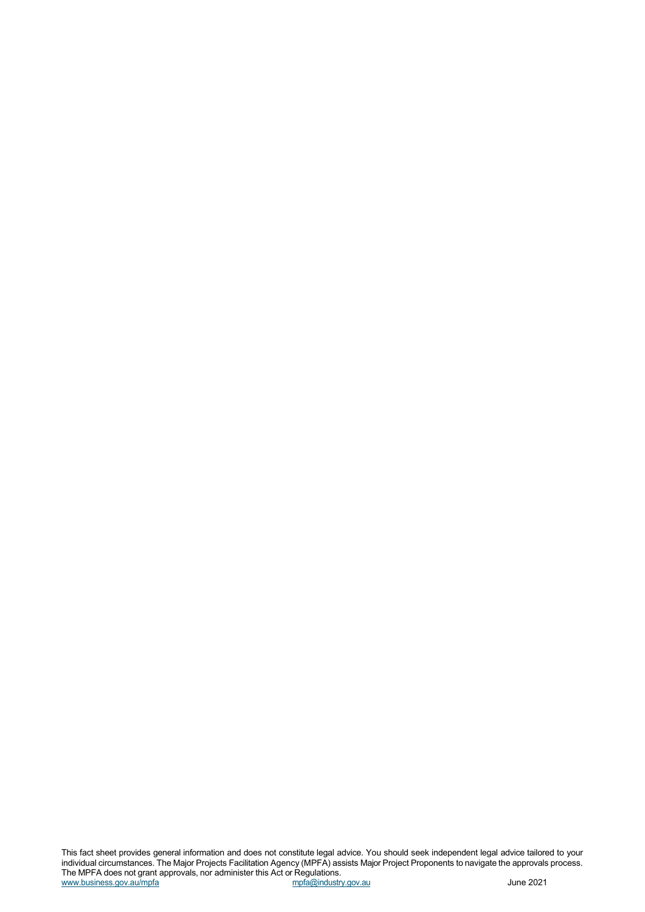This fact sheet provides general information and does not constitute legal advice. You should seek independent legal advice tailored to your individual circumstances. The Major Projects Facilitation Agency (MPFA) assists Major Project Proponents to navigate the approvals process. The MPFA does not grant approvals, nor administer this Act or Regulations.

www.business.gov.au/mpfa mpfa@industry.gov.au June 2021